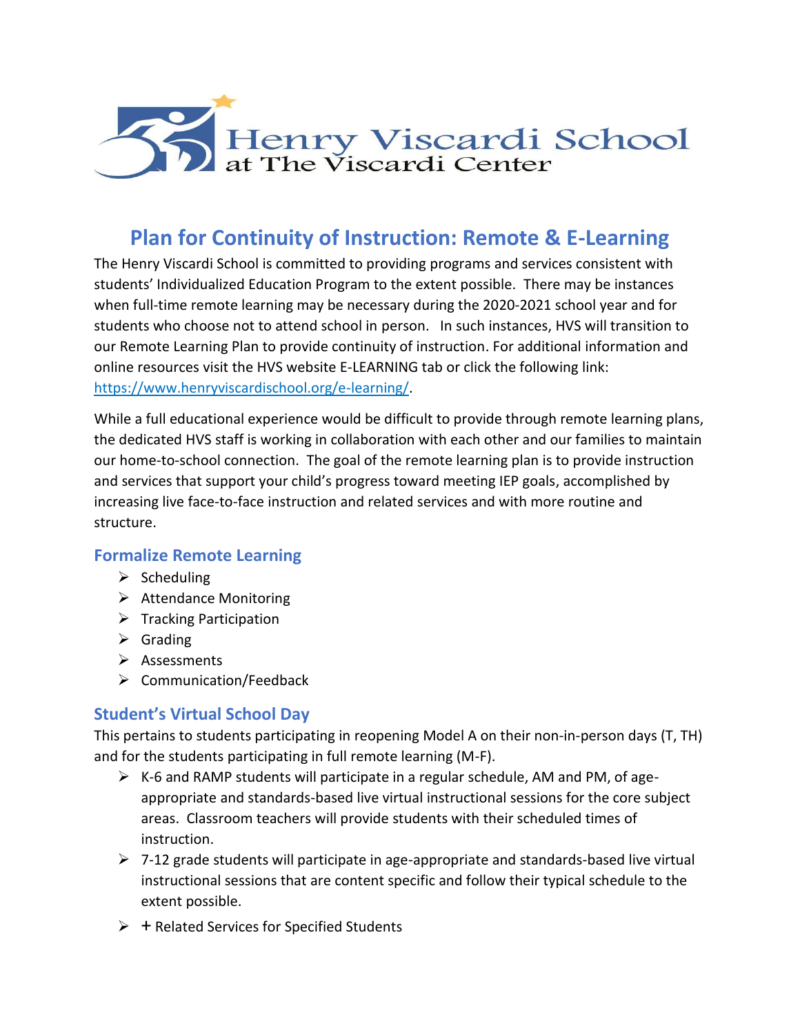Henry Viscardi School
at The Viscardi Center

# Plan for Continuity of Instruction: Remote & E-Learning

The Henry Viscardi School is committed to providing programs and services consistent with students' Individualized Education Program to the extent possible. There may be instances when full-time remote learning may be necessary during the 2020-2021 school year and for students who choose not to attend school in person. In such instances, HVS will transition to our Remote Learning Plan to provide continuity of instruction. For additional information and online resources visit the HVS website E-LEARNING tab or click the following link: https://www.henryviscardischool.org/e-learning/.

While a full educational experience would be difficult to provide through remote learning plans, the dedicated HVS staff is working in collaboration with each other and our families to maintain our home-to-school connection. The goal of the remote learning plan is to provide instruction and services that support your child's progress toward meeting IEP goals, accomplished by increasing live face-to-face instruction and related services and with more routine and structure.

## Formalize Remote Learning

- Scheduling
- Attendance Monitoring
- Tracking Participation
- Grading
- Assessments
- Communication/Feedback

## Student's Virtual School Day

This pertains to students participating in reopening Model A on their non-in-person days (T, TH) and for the students participating in full remote learning (M-F).

- K-6 and RAMP students will participate in a regular schedule, AM and PM, of age-appropriate and standards-based live virtual instructional sessions for the core subject areas. Classroom teachers will provide students with their scheduled times of instruction.
- 7-12 grade students will participate in age-appropriate and standards-based live virtual instructional sessions that are content specific and follow their typical schedule to the extent possible.
- + Related Services for Specified Students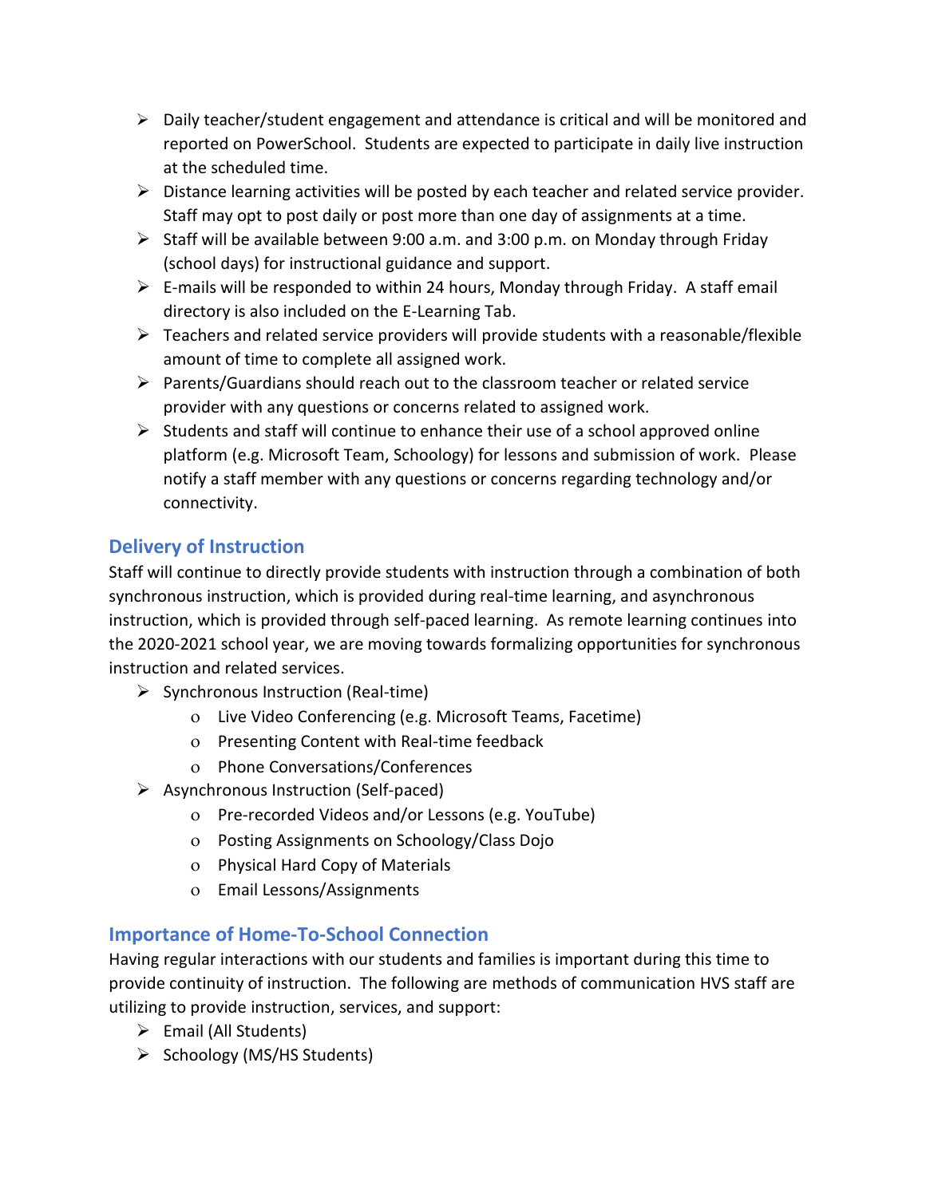- Daily teacher/student engagement and attendance is critical and will be monitored and reported on PowerSchool. Students are expected to participate in daily live instruction at the scheduled time.
- Distance learning activities will be posted by each teacher and related service provider. Staff may opt to post daily or post more than one day of assignments at a time.
- Staff will be available between 9:00 a.m. and 3:00 p.m. on Monday through Friday (school days) for instructional guidance and support.
- E-mails will be responded to within 24 hours, Monday through Friday. A staff email directory is also included on the E-Learning Tab.
- Teachers and related service providers will provide students with a reasonable/flexible amount of time to complete all assigned work.
- Parents/Guardians should reach out to the classroom teacher or related service provider with any questions or concerns related to assigned work.
- Students and staff will continue to enhance their use of a school approved online platform (e.g. Microsoft Team, Schoology) for lessons and submission of work. Please notify a staff member with any questions or concerns regarding technology and/or connectivity.

## Delivery of Instruction

Staff will continue to directly provide students with instruction through a combination of both synchronous instruction, which is provided during real-time learning, and asynchronous instruction, which is provided through self-paced learning. As remote learning continues into the 2020-2021 school year, we are moving towards formalizing opportunities for synchronous instruction and related services.

- Synchronous Instruction (Real-time)
  - Live Video Conferencing (e.g. Microsoft Teams, Facetime)
  - Presenting Content with Real-time feedback
  - Phone Conversations/Conferences
- Asynchronous Instruction (Self-paced)
  - Pre-recorded Videos and/or Lessons (e.g. YouTube)
  - Posting Assignments on Schoology/Class Dojo
  - Physical Hard Copy of Materials
  - Email Lessons/Assignments

## Importance of Home-To-School Connection

Having regular interactions with our students and families is important during this time to provide continuity of instruction. The following are methods of communication HVS staff are utilizing to provide instruction, services, and support:

- Email (All Students)
- Schoology (MS/HS Students)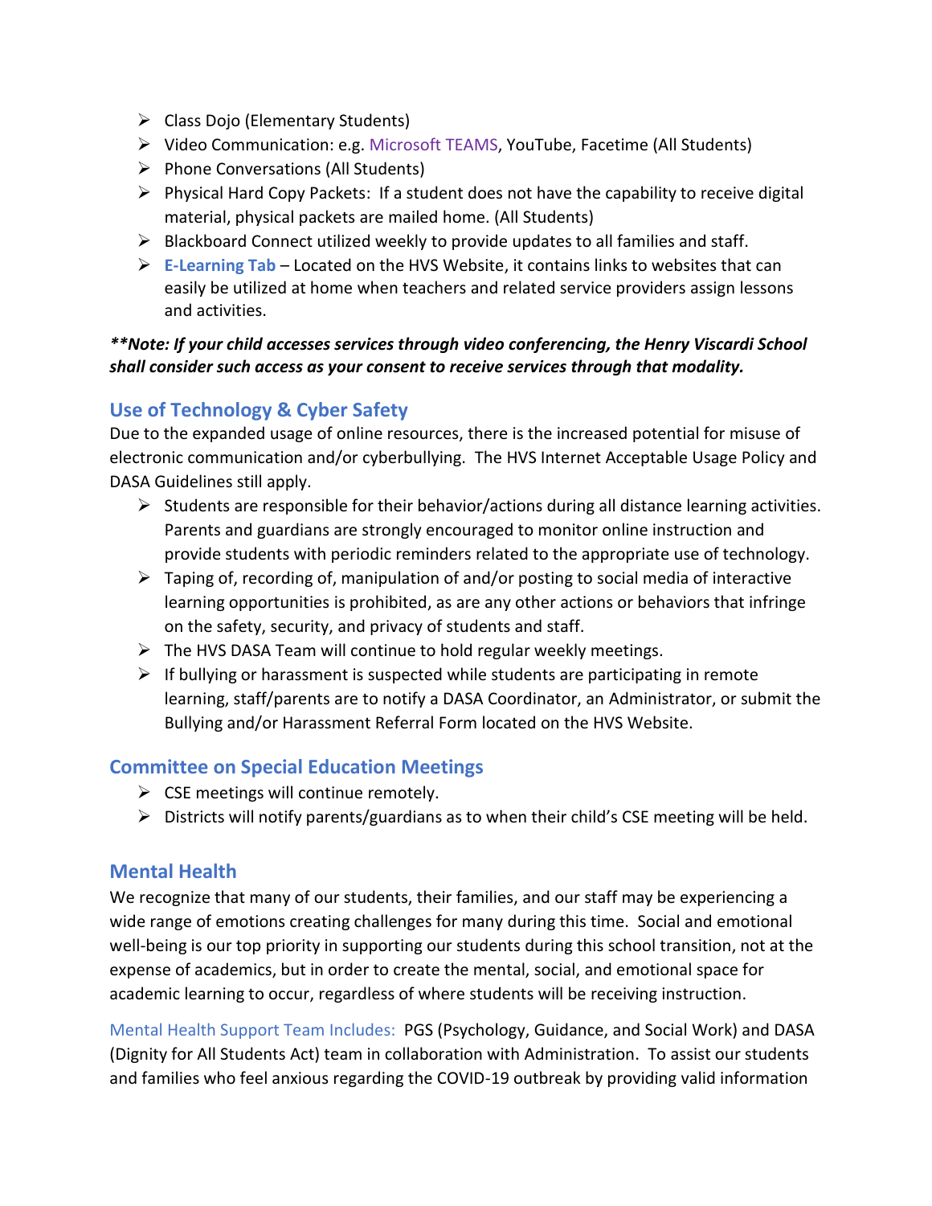- Class Dojo (Elementary Students)
- Video Communication: e.g. Microsoft TEAMS, YouTube, Facetime (All Students)
- Phone Conversations (All Students)
- Physical Hard Copy Packets: If a student does not have the capability to receive digital material, physical packets are mailed home. (All Students)
- Blackboard Connect utilized weekly to provide updates to all families and staff.
- **E-Learning Tab** – Located on the HVS Website, it contains links to websites that can easily be utilized at home when teachers and related service providers assign lessons and activities.

***\*\*Note: If your child accesses services through video conferencing, the Henry Viscardi School shall consider such access as your consent to receive services through that modality.***

## Use of Technology & Cyber Safety

Due to the expanded usage of online resources, there is the increased potential for misuse of electronic communication and/or cyberbullying. The HVS Internet Acceptable Usage Policy and DASA Guidelines still apply.

- Students are responsible for their behavior/actions during all distance learning activities. Parents and guardians are strongly encouraged to monitor online instruction and provide students with periodic reminders related to the appropriate use of technology.
- Taping of, recording of, manipulation of and/or posting to social media of interactive learning opportunities is prohibited, as are any other actions or behaviors that infringe on the safety, security, and privacy of students and staff.
- The HVS DASA Team will continue to hold regular weekly meetings.
- If bullying or harassment is suspected while students are participating in remote learning, staff/parents are to notify a DASA Coordinator, an Administrator, or submit the Bullying and/or Harassment Referral Form located on the HVS Website.

## Committee on Special Education Meetings

- CSE meetings will continue remotely.
- Districts will notify parents/guardians as to when their child's CSE meeting will be held.

## Mental Health

We recognize that many of our students, their families, and our staff may be experiencing a wide range of emotions creating challenges for many during this time. Social and emotional well-being is our top priority in supporting our students during this school transition, not at the expense of academics, but in order to create the mental, social, and emotional space for academic learning to occur, regardless of where students will be receiving instruction.

Mental Health Support Team Includes: PGS (Psychology, Guidance, and Social Work) and DASA (Dignity for All Students Act) team in collaboration with Administration. To assist our students and families who feel anxious regarding the COVID-19 outbreak by providing valid information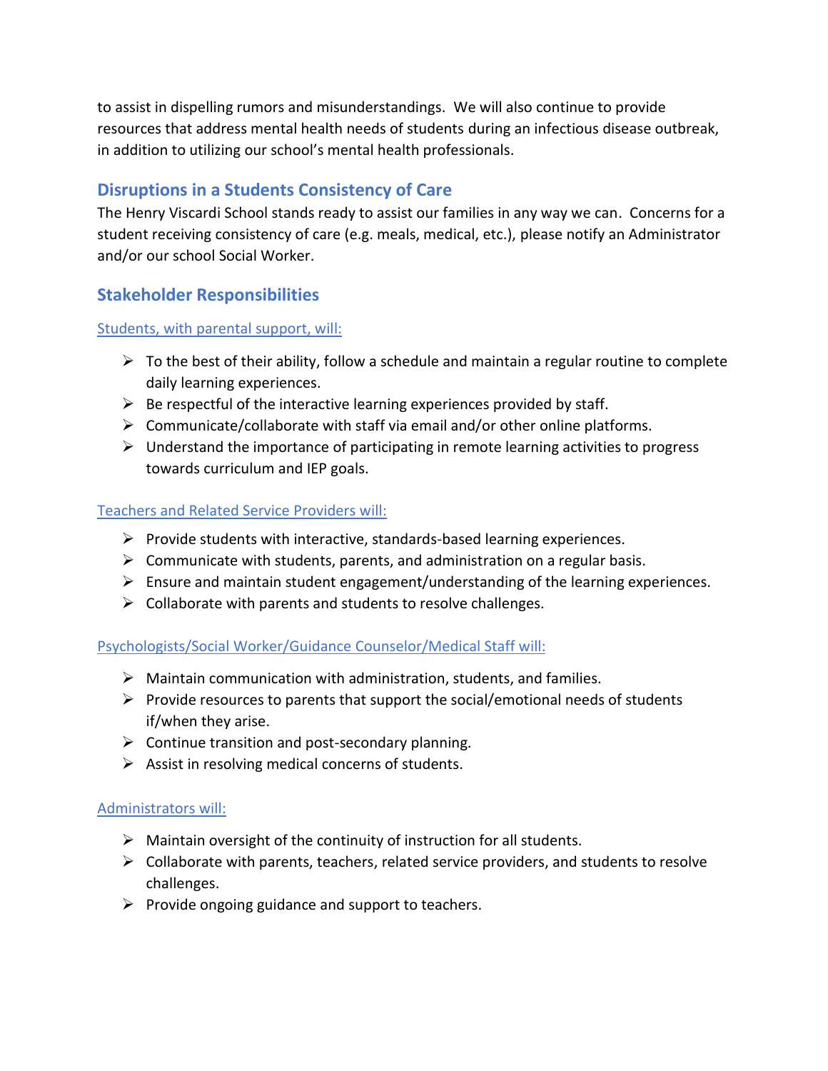to assist in dispelling rumors and misunderstandings. We will also continue to provide resources that address mental health needs of students during an infectious disease outbreak, in addition to utilizing our school's mental health professionals.

## Disruptions in a Students Consistency of Care

The Henry Viscardi School stands ready to assist our families in any way we can. Concerns for a student receiving consistency of care (e.g. meals, medical, etc.), please notify an Administrator and/or our school Social Worker.

## Stakeholder Responsibilities

### Students, with parental support, will:

- To the best of their ability, follow a schedule and maintain a regular routine to complete daily learning experiences.
- Be respectful of the interactive learning experiences provided by staff.
- Communicate/collaborate with staff via email and/or other online platforms.
- Understand the importance of participating in remote learning activities to progress towards curriculum and IEP goals.

### Teachers and Related Service Providers will:

- Provide students with interactive, standards-based learning experiences.
- Communicate with students, parents, and administration on a regular basis.
- Ensure and maintain student engagement/understanding of the learning experiences.
- Collaborate with parents and students to resolve challenges.

### Psychologists/Social Worker/Guidance Counselor/Medical Staff will:

- Maintain communication with administration, students, and families.
- Provide resources to parents that support the social/emotional needs of students if/when they arise.
- Continue transition and post-secondary planning.
- Assist in resolving medical concerns of students.

### Administrators will:

- Maintain oversight of the continuity of instruction for all students.
- Collaborate with parents, teachers, related service providers, and students to resolve challenges.
- Provide ongoing guidance and support to teachers.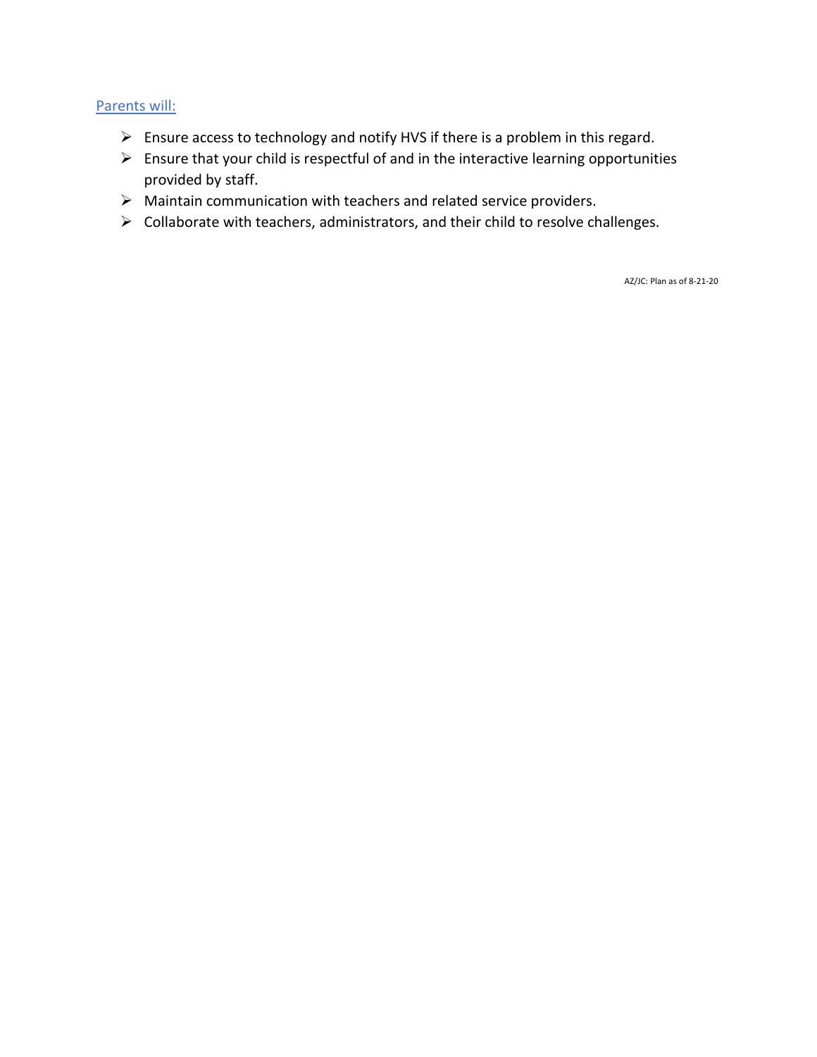Parents will:

- Ensure access to technology and notify HVS if there is a problem in this regard.
- Ensure that your child is respectful of and in the interactive learning opportunities provided by staff.
- Maintain communication with teachers and related service providers.
- Collaborate with teachers, administrators, and their child to resolve challenges.

AZ/JC: Plan as of 8-21-20